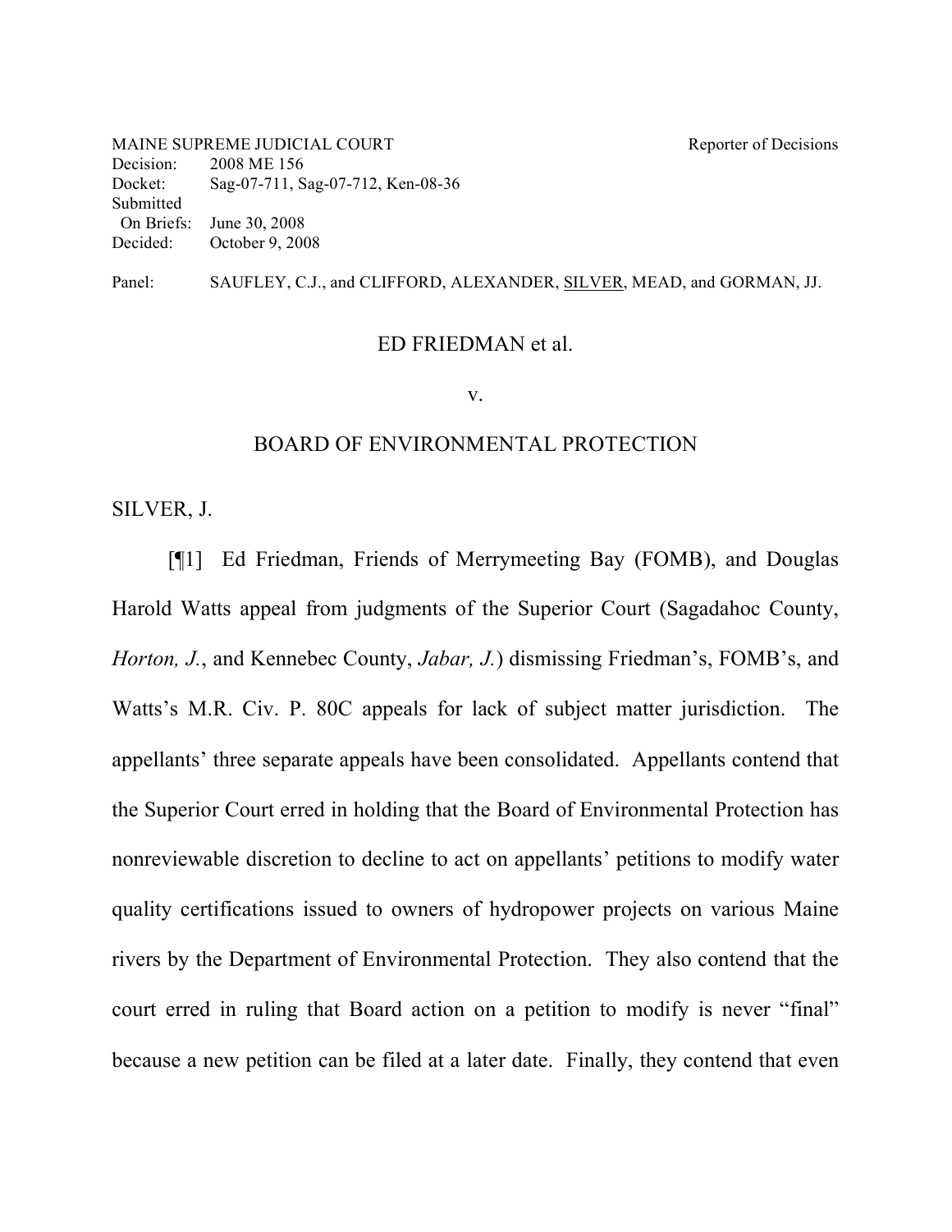MAINE SUPREME JUDICIAL COURT Reporter of Decisions
Decision: 2008 ME 156
Docket: Sag-07-711, Sag-07-712, Ken-08-36
Submitted
On Briefs: June 30, 2008
Decided: October 9, 2008

Panel: SAUFLEY, C.J., and CLIFFORD, ALEXANDER, SILVER, MEAD, and GORMAN, JJ.

ED FRIEDMAN et al.

v.

BOARD OF ENVIRONMENTAL PROTECTION

SILVER, J.

[¶1] Ed Friedman, Friends of Merrymeeting Bay (FOMB), and Douglas Harold Watts appeal from judgments of the Superior Court (Sagadahoc County, *Horton, J.*, and Kennebec County, *Jabar, J.*) dismissing Friedman's, FOMB's, and Watts's M.R. Civ. P. 80C appeals for lack of subject matter jurisdiction. The appellants' three separate appeals have been consolidated. Appellants contend that the Superior Court erred in holding that the Board of Environmental Protection has nonreviewable discretion to decline to act on appellants' petitions to modify water quality certifications issued to owners of hydropower projects on various Maine rivers by the Department of Environmental Protection. They also contend that the court erred in ruling that Board action on a petition to modify is never "final" because a new petition can be filed at a later date. Finally, they contend that even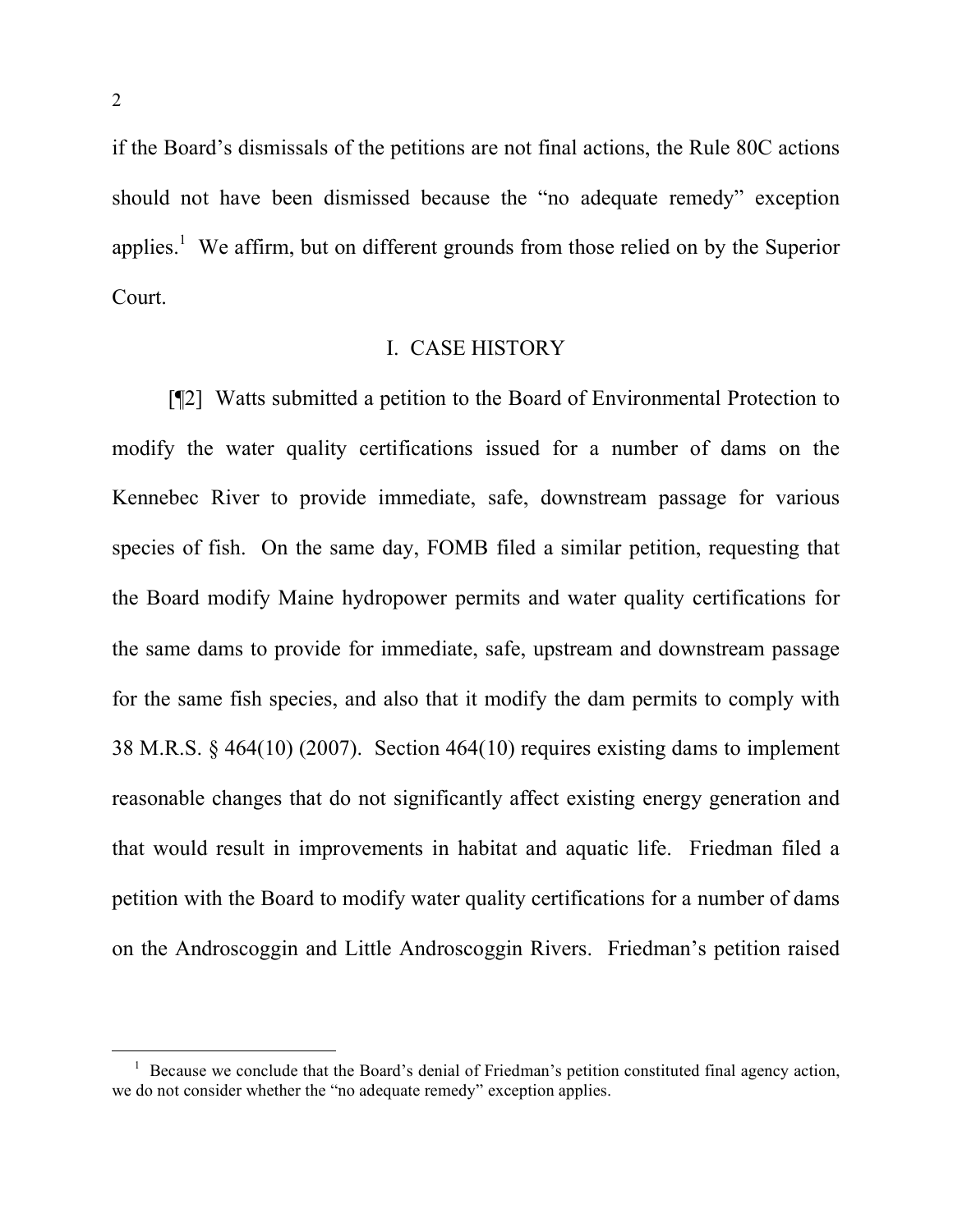if the Board's dismissals of the petitions are not final actions, the Rule 80C actions should not have been dismissed because the "no adequate remedy" exception applies.[1] We affirm, but on different grounds from those relied on by the Superior Court.

## I. CASE HISTORY

[¶2] Watts submitted a petition to the Board of Environmental Protection to modify the water quality certifications issued for a number of dams on the Kennebec River to provide immediate, safe, downstream passage for various species of fish. On the same day, FOMB filed a similar petition, requesting that the Board modify Maine hydropower permits and water quality certifications for the same dams to provide for immediate, safe, upstream and downstream passage for the same fish species, and also that it modify the dam permits to comply with 38 M.R.S. § 464(10) (2007). Section 464(10) requires existing dams to implement reasonable changes that do not significantly affect existing energy generation and that would result in improvements in habitat and aquatic life. Friedman filed a petition with the Board to modify water quality certifications for a number of dams on the Androscoggin and Little Androscoggin Rivers. Friedman's petition raised

---

[1] Because we conclude that the Board's denial of Friedman's petition constituted final agency action, we do not consider whether the "no adequate remedy" exception applies.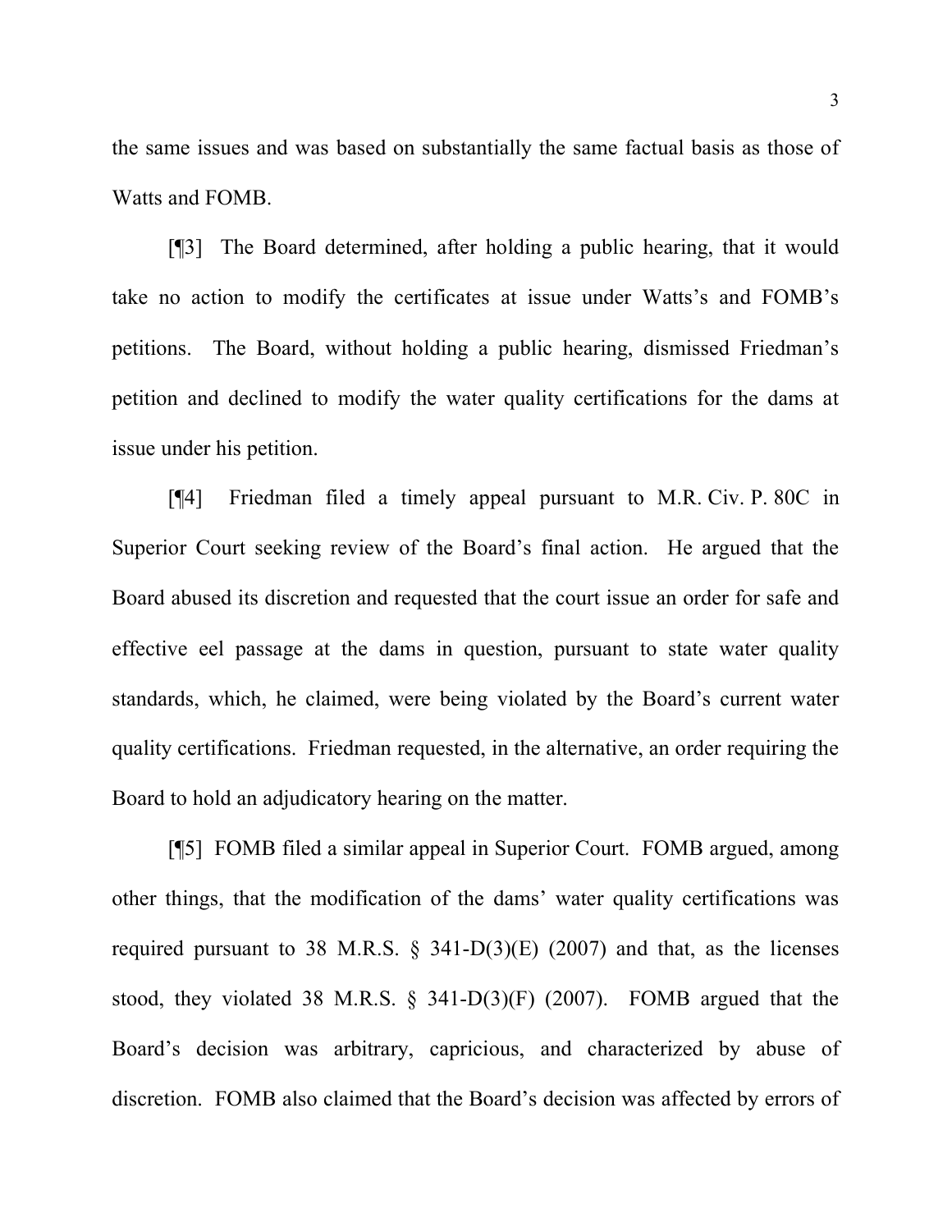the same issues and was based on substantially the same factual basis as those of Watts and FOMB.

[¶3] The Board determined, after holding a public hearing, that it would take no action to modify the certificates at issue under Watts's and FOMB's petitions. The Board, without holding a public hearing, dismissed Friedman's petition and declined to modify the water quality certifications for the dams at issue under his petition.

[¶4] Friedman filed a timely appeal pursuant to M.R. Civ. P. 80C in Superior Court seeking review of the Board's final action. He argued that the Board abused its discretion and requested that the court issue an order for safe and effective eel passage at the dams in question, pursuant to state water quality standards, which, he claimed, were being violated by the Board's current water quality certifications. Friedman requested, in the alternative, an order requiring the Board to hold an adjudicatory hearing on the matter.

[¶5] FOMB filed a similar appeal in Superior Court. FOMB argued, among other things, that the modification of the dams' water quality certifications was required pursuant to 38 M.R.S. § 341-D(3)(E) (2007) and that, as the licenses stood, they violated 38 M.R.S. § 341-D(3)(F) (2007). FOMB argued that the Board's decision was arbitrary, capricious, and characterized by abuse of discretion. FOMB also claimed that the Board's decision was affected by errors of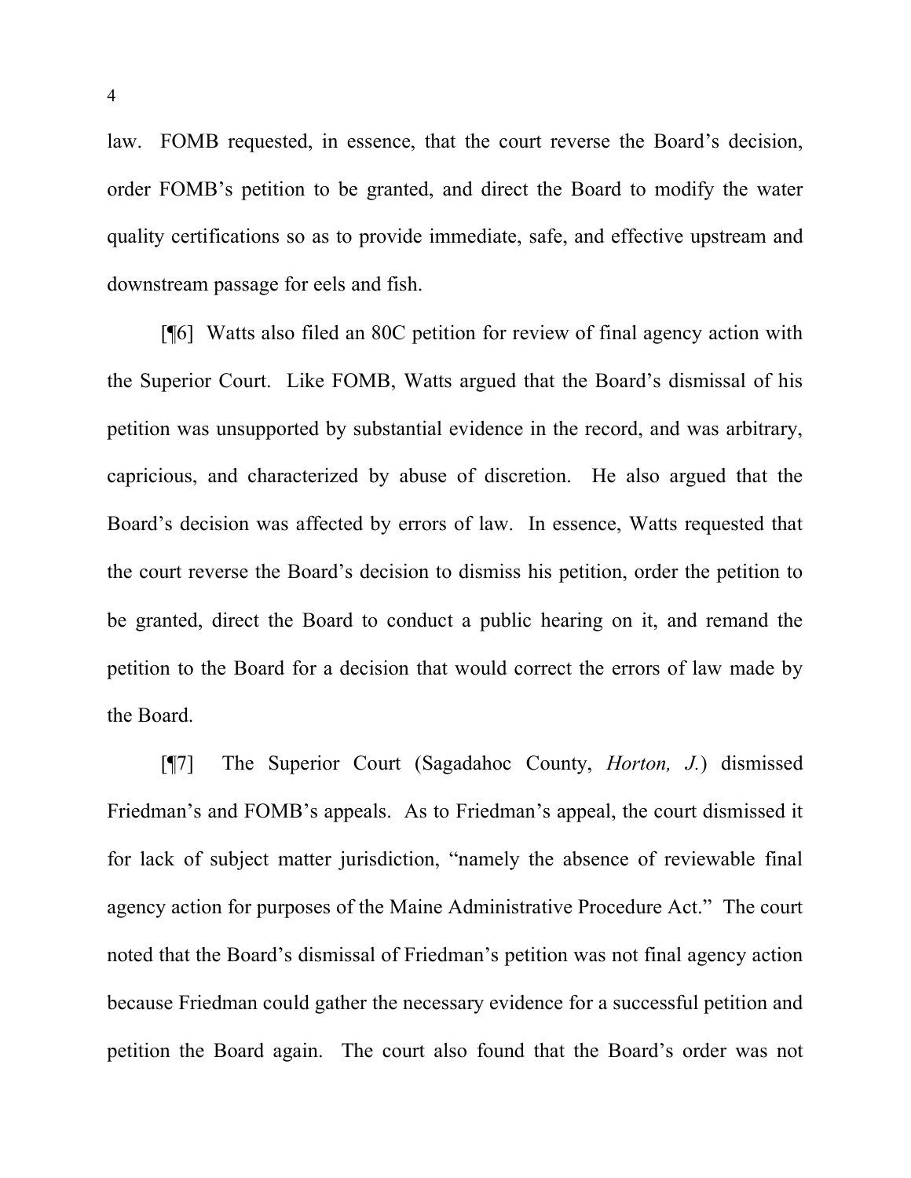law. FOMB requested, in essence, that the court reverse the Board's decision, order FOMB's petition to be granted, and direct the Board to modify the water quality certifications so as to provide immediate, safe, and effective upstream and downstream passage for eels and fish.

[¶6] Watts also filed an 80C petition for review of final agency action with the Superior Court. Like FOMB, Watts argued that the Board's dismissal of his petition was unsupported by substantial evidence in the record, and was arbitrary, capricious, and characterized by abuse of discretion. He also argued that the Board's decision was affected by errors of law. In essence, Watts requested that the court reverse the Board's decision to dismiss his petition, order the petition to be granted, direct the Board to conduct a public hearing on it, and remand the petition to the Board for a decision that would correct the errors of law made by the Board.

[¶7] The Superior Court (Sagadahoc County, *Horton, J.*) dismissed Friedman's and FOMB's appeals. As to Friedman's appeal, the court dismissed it for lack of subject matter jurisdiction, "namely the absence of reviewable final agency action for purposes of the Maine Administrative Procedure Act." The court noted that the Board's dismissal of Friedman's petition was not final agency action because Friedman could gather the necessary evidence for a successful petition and petition the Board again. The court also found that the Board's order was not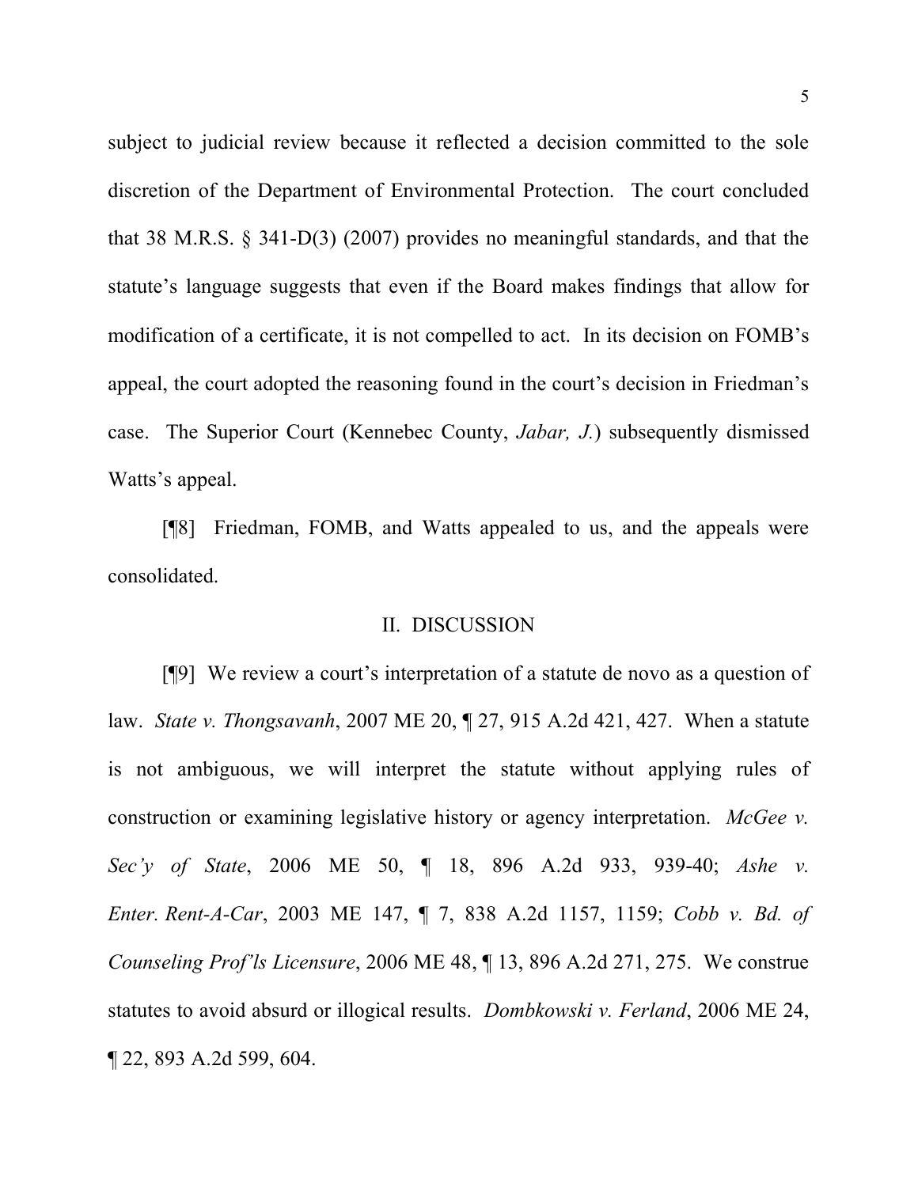subject to judicial review because it reflected a decision committed to the sole discretion of the Department of Environmental Protection. The court concluded that 38 M.R.S. § 341-D(3) (2007) provides no meaningful standards, and that the statute's language suggests that even if the Board makes findings that allow for modification of a certificate, it is not compelled to act. In its decision on FOMB's appeal, the court adopted the reasoning found in the court's decision in Friedman's case. The Superior Court (Kennebec County, *Jabar, J.*) subsequently dismissed Watts's appeal.

[¶8] Friedman, FOMB, and Watts appealed to us, and the appeals were consolidated.

## II. DISCUSSION

[¶9] We review a court's interpretation of a statute de novo as a question of law. *State v. Thongsavanh*, 2007 ME 20, ¶ 27, 915 A.2d 421, 427. When a statute is not ambiguous, we will interpret the statute without applying rules of construction or examining legislative history or agency interpretation. *McGee v. Sec'y of State*, 2006 ME 50, ¶ 18, 896 A.2d 933, 939-40; *Ashe v. Enter. Rent-A-Car*, 2003 ME 147, ¶ 7, 838 A.2d 1157, 1159; *Cobb v. Bd. of Counseling Prof'ls Licensure*, 2006 ME 48, ¶ 13, 896 A.2d 271, 275. We construe statutes to avoid absurd or illogical results. *Dombkowski v. Ferland*, 2006 ME 24, ¶ 22, 893 A.2d 599, 604.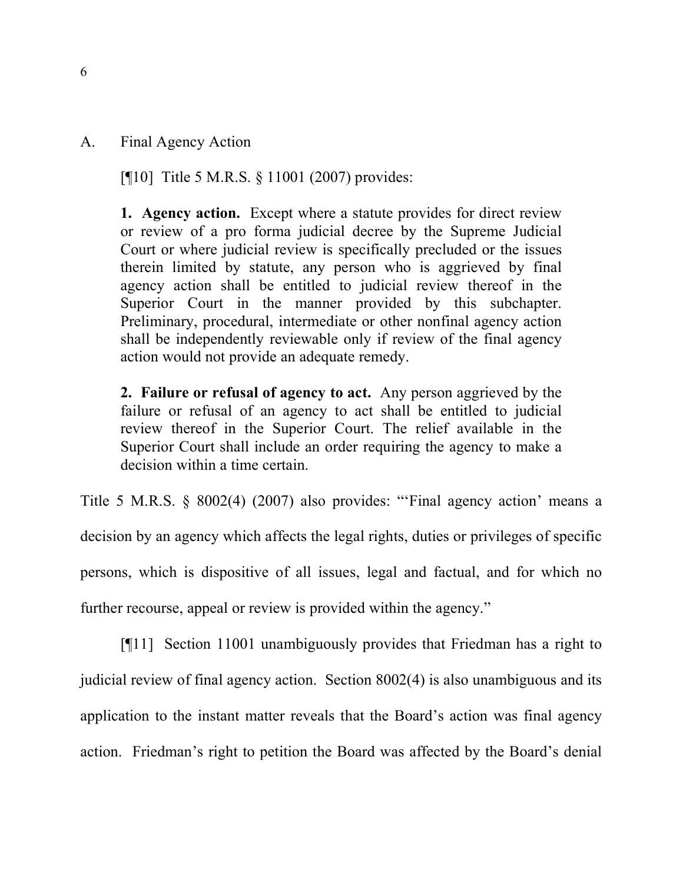A. Final Agency Action

[¶10] Title 5 M.R.S. § 11001 (2007) provides:

> **1. Agency action.** Except where a statute provides for direct review or review of a pro forma judicial decree by the Supreme Judicial Court or where judicial review is specifically precluded or the issues therein limited by statute, any person who is aggrieved by final agency action shall be entitled to judicial review thereof in the Superior Court in the manner provided by this subchapter. Preliminary, procedural, intermediate or other nonfinal agency action shall be independently reviewable only if review of the final agency action would not provide an adequate remedy.
>
> **2. Failure or refusal of agency to act.** Any person aggrieved by the failure or refusal of an agency to act shall be entitled to judicial review thereof in the Superior Court. The relief available in the Superior Court shall include an order requiring the agency to make a decision within a time certain.

Title 5 M.R.S. § 8002(4) (2007) also provides: "'Final agency action' means a decision by an agency which affects the legal rights, duties or privileges of specific persons, which is dispositive of all issues, legal and factual, and for which no further recourse, appeal or review is provided within the agency."

[¶11] Section 11001 unambiguously provides that Friedman has a right to judicial review of final agency action. Section 8002(4) is also unambiguous and its application to the instant matter reveals that the Board's action was final agency action. Friedman's right to petition the Board was affected by the Board's denial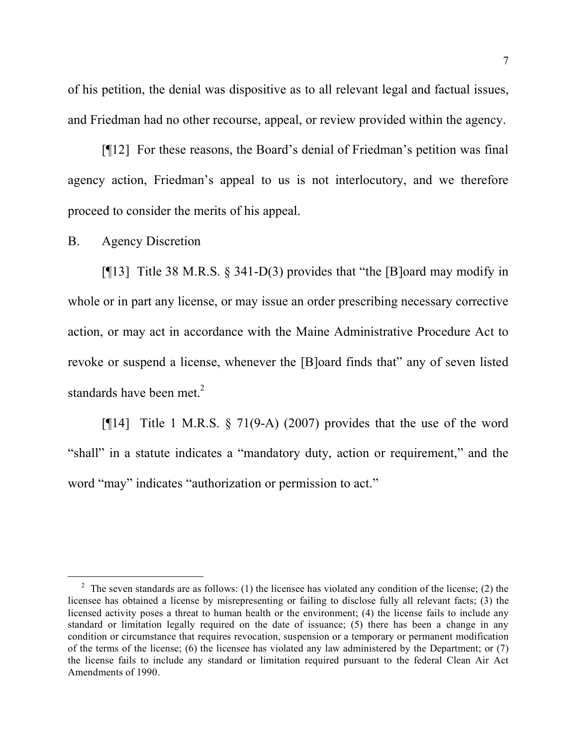of his petition, the denial was dispositive as to all relevant legal and factual issues, and Friedman had no other recourse, appeal, or review provided within the agency.

[¶12] For these reasons, the Board's denial of Friedman's petition was final agency action, Friedman's appeal to us is not interlocutory, and we therefore proceed to consider the merits of his appeal.

B. Agency Discretion

[¶13] Title 38 M.R.S. § 341-D(3) provides that "the [B]oard may modify in whole or in part any license, or may issue an order prescribing necessary corrective action, or may act in accordance with the Maine Administrative Procedure Act to revoke or suspend a license, whenever the [B]oard finds that" any of seven listed standards have been met.[2]

[¶14] Title 1 M.R.S. § 71(9-A) (2007) provides that the use of the word "shall" in a statute indicates a "mandatory duty, action or requirement," and the word "may" indicates "authorization or permission to act."

---

[2] The seven standards are as follows: (1) the licensee has violated any condition of the license; (2) the licensee has obtained a license by misrepresenting or failing to disclose fully all relevant facts; (3) the licensed activity poses a threat to human health or the environment; (4) the license fails to include any standard or limitation legally required on the date of issuance; (5) there has been a change in any condition or circumstance that requires revocation, suspension or a temporary or permanent modification of the terms of the license; (6) the licensee has violated any law administered by the Department; or (7) the license fails to include any standard or limitation required pursuant to the federal Clean Air Act Amendments of 1990.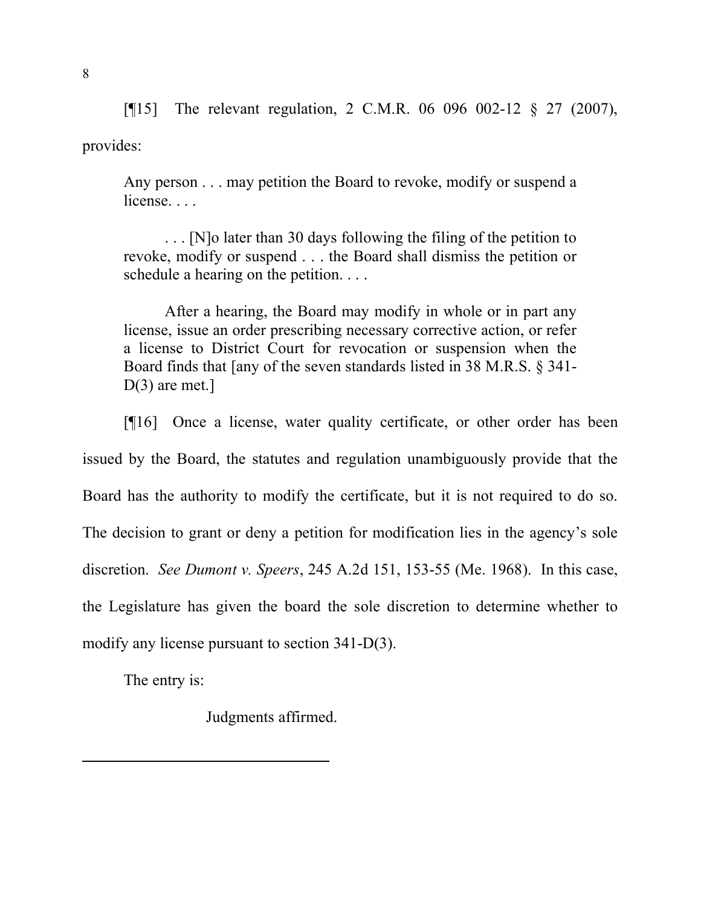[¶15] The relevant regulation, 2 C.M.R. 06 096 002-12 § 27 (2007), provides:

> Any person . . . may petition the Board to revoke, modify or suspend a license. . . .
>
> . . . [N]o later than 30 days following the filing of the petition to revoke, modify or suspend . . . the Board shall dismiss the petition or schedule a hearing on the petition. . . .
>
> After a hearing, the Board may modify in whole or in part any license, issue an order prescribing necessary corrective action, or refer a license to District Court for revocation or suspension when the Board finds that [any of the seven standards listed in 38 M.R.S. § 341-D(3) are met.]

[¶16] Once a license, water quality certificate, or other order has been issued by the Board, the statutes and regulation unambiguously provide that the Board has the authority to modify the certificate, but it is not required to do so. The decision to grant or deny a petition for modification lies in the agency's sole discretion. *See Dumont v. Speers*, 245 A.2d 151, 153-55 (Me. 1968). In this case, the Legislature has given the board the sole discretion to determine whether to modify any license pursuant to section 341-D(3).

The entry is:

Judgments affirmed.

---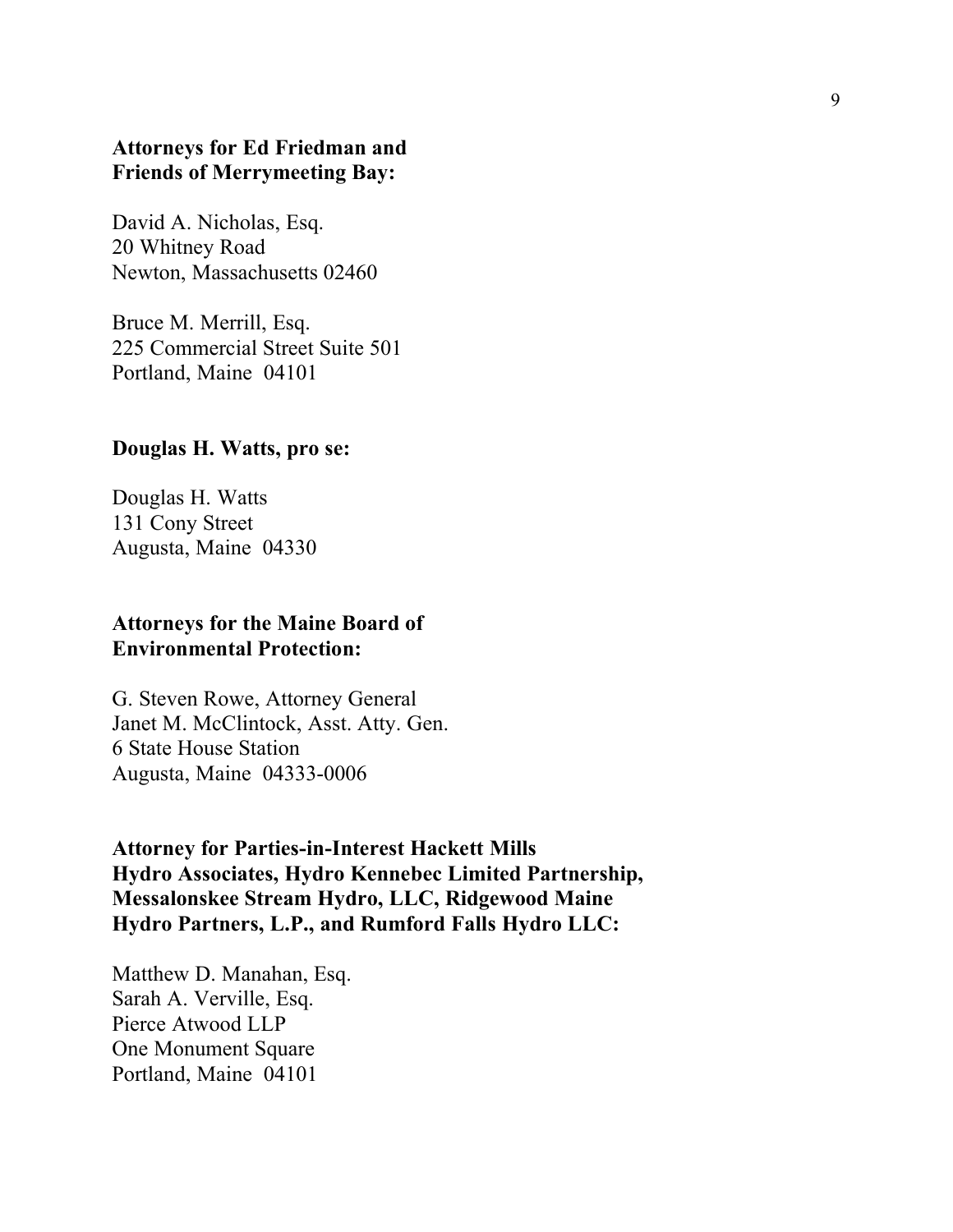**Attorneys for Ed Friedman and Friends of Merrymeeting Bay:**

David A. Nicholas, Esq.
20 Whitney Road
Newton, Massachusetts 02460

Bruce M. Merrill, Esq.
225 Commercial Street Suite 501
Portland, Maine 04101

**Douglas H. Watts, pro se:**

Douglas H. Watts
131 Cony Street
Augusta, Maine 04330

**Attorneys for the Maine Board of Environmental Protection:**

G. Steven Rowe, Attorney General
Janet M. McClintock, Asst. Atty. Gen.
6 State House Station
Augusta, Maine 04333-0006

**Attorney for Parties-in-Interest Hackett Mills Hydro Associates, Hydro Kennebec Limited Partnership, Messalonskee Stream Hydro, LLC, Ridgewood Maine Hydro Partners, L.P., and Rumford Falls Hydro LLC:**

Matthew D. Manahan, Esq.
Sarah A. Verville, Esq.
Pierce Atwood LLP
One Monument Square
Portland, Maine 04101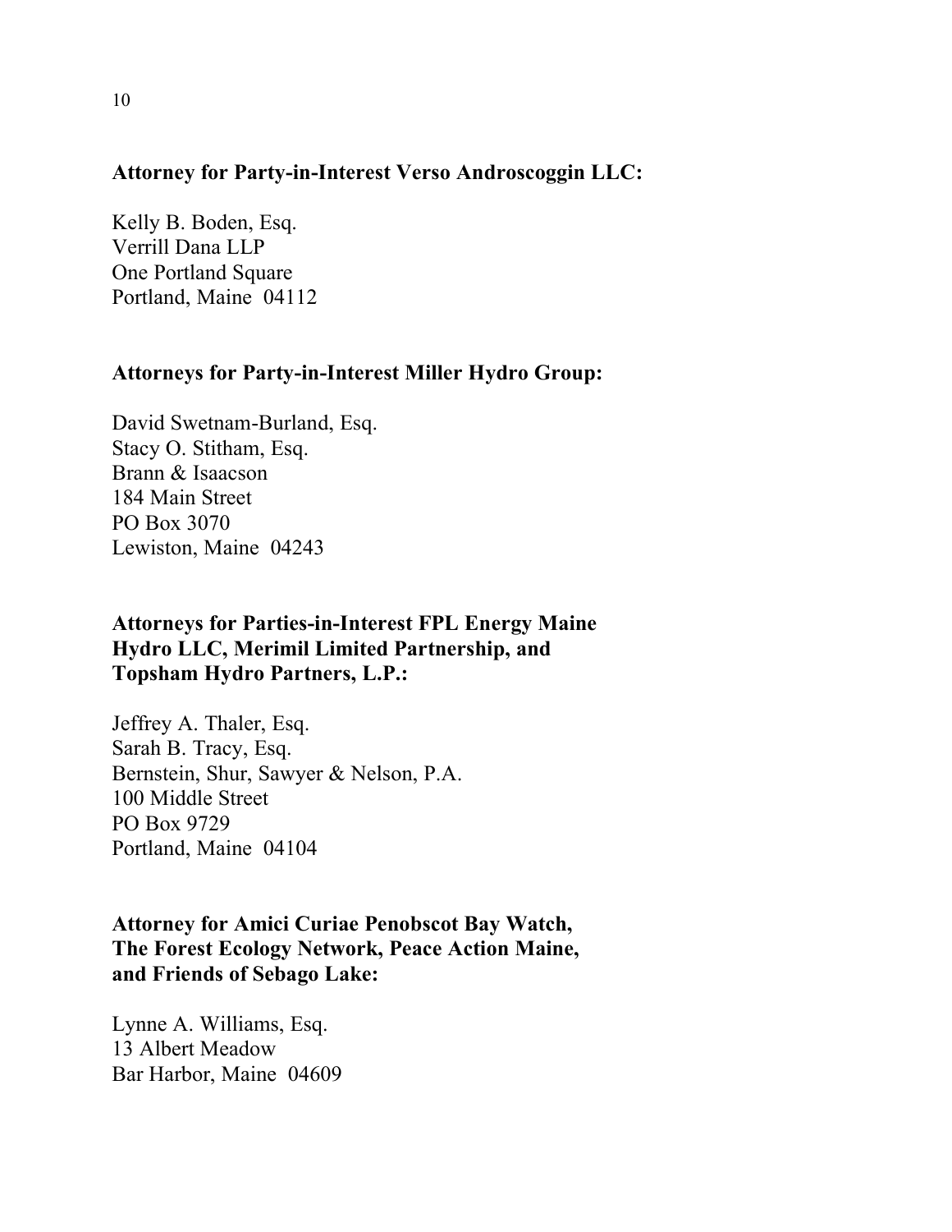**Attorney for Party-in-Interest Verso Androscoggin LLC:**

Kelly B. Boden, Esq.
Verrill Dana LLP
One Portland Square
Portland, Maine 04112

**Attorneys for Party-in-Interest Miller Hydro Group:**

David Swetnam-Burland, Esq.
Stacy O. Stitham, Esq.
Brann & Isaacson
184 Main Street
PO Box 3070
Lewiston, Maine 04243

**Attorneys for Parties-in-Interest FPL Energy Maine Hydro LLC, Merimil Limited Partnership, and Topsham Hydro Partners, L.P.:**

Jeffrey A. Thaler, Esq.
Sarah B. Tracy, Esq.
Bernstein, Shur, Sawyer & Nelson, P.A.
100 Middle Street
PO Box 9729
Portland, Maine 04104

**Attorney for Amici Curiae Penobscot Bay Watch, The Forest Ecology Network, Peace Action Maine, and Friends of Sebago Lake:**

Lynne A. Williams, Esq.
13 Albert Meadow
Bar Harbor, Maine 04609